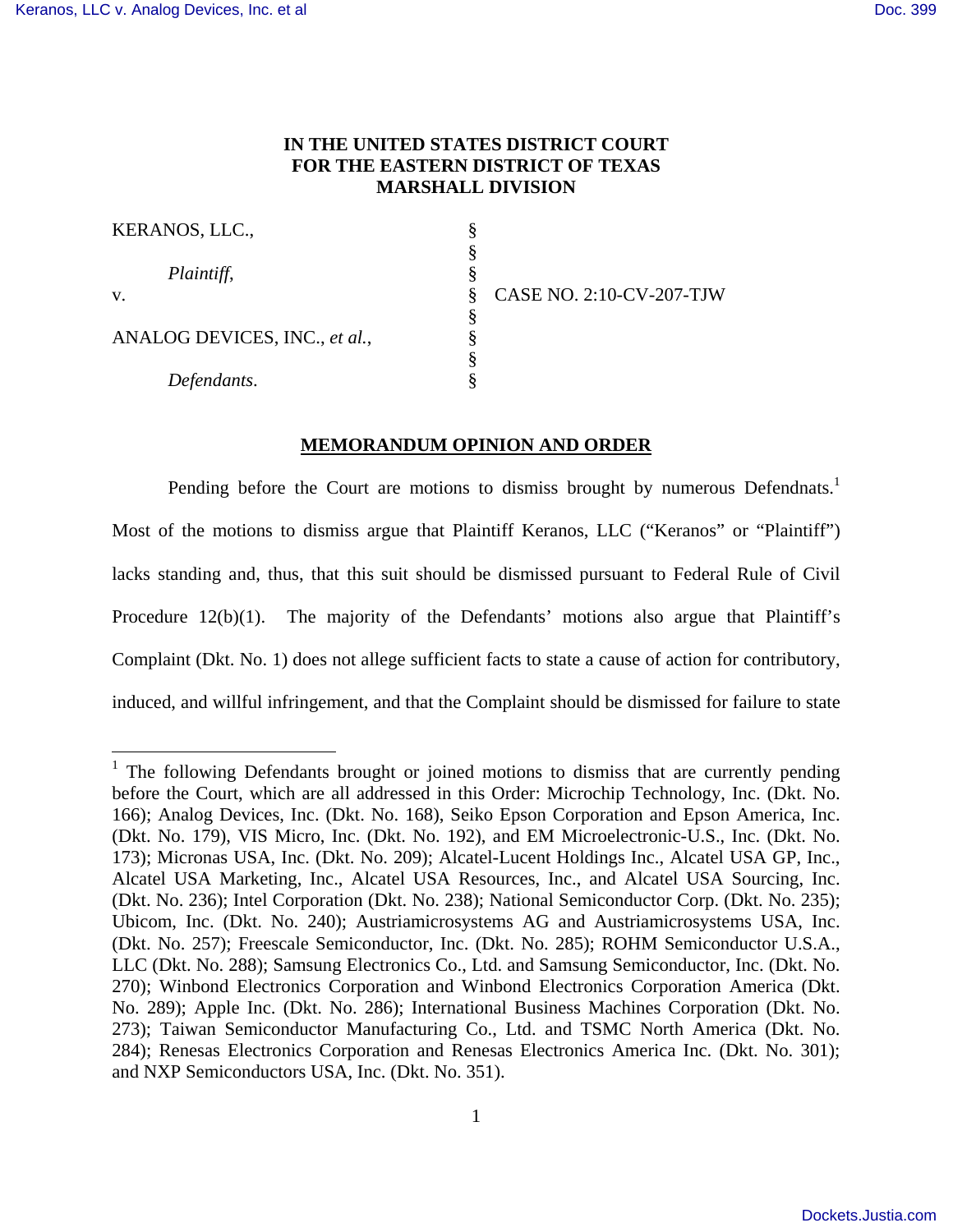**IN THE UNITED STATES DISTRICT COURT**
**FOR THE EASTERN DISTRICT OF TEXAS**
**MARSHALL DIVISION**

| | | |
|---|---|---|
| KERANOS, LLC., | § | |
| | § | |
| *Plaintiff,* | § | |
| v. | § | CASE NO. 2:10-CV-207-TJW |
| | § | |
| ANALOG DEVICES, INC., *et al.*, | § | |
| | § | |
| *Defendants*. | § | |

**MEMORANDUM OPINION AND ORDER**

Pending before the Court are motions to dismiss brought by numerous Defendnats.[1] Most of the motions to dismiss argue that Plaintiff Keranos, LLC ("Keranos" or "Plaintiff") lacks standing and, thus, that this suit should be dismissed pursuant to Federal Rule of Civil Procedure 12(b)(1). The majority of the Defendants' motions also argue that Plaintiff's Complaint (Dkt. No. 1) does not allege sufficient facts to state a cause of action for contributory, induced, and willful infringement, and that the Complaint should be dismissed for failure to state

[1] The following Defendants brought or joined motions to dismiss that are currently pending before the Court, which are all addressed in this Order: Microchip Technology, Inc. (Dkt. No. 166); Analog Devices, Inc. (Dkt. No. 168), Seiko Epson Corporation and Epson America, Inc. (Dkt. No. 179), VIS Micro, Inc. (Dkt. No. 192), and EM Microelectronic-U.S., Inc. (Dkt. No. 173); Micronas USA, Inc. (Dkt. No. 209); Alcatel-Lucent Holdings Inc., Alcatel USA GP, Inc., Alcatel USA Marketing, Inc., Alcatel USA Resources, Inc., and Alcatel USA Sourcing, Inc. (Dkt. No. 236); Intel Corporation (Dkt. No. 238); National Semiconductor Corp. (Dkt. No. 235); Ubicom, Inc. (Dkt. No. 240); Austriamicrosystems AG and Austriamicrosystems USA, Inc. (Dkt. No. 257); Freescale Semiconductor, Inc. (Dkt. No. 285); ROHM Semiconductor U.S.A., LLC (Dkt. No. 288); Samsung Electronics Co., Ltd. and Samsung Semiconductor, Inc. (Dkt. No. 270); Winbond Electronics Corporation and Winbond Electronics Corporation America (Dkt. No. 289); Apple Inc. (Dkt. No. 286); International Business Machines Corporation (Dkt. No. 273); Taiwan Semiconductor Manufacturing Co., Ltd. and TSMC North America (Dkt. No. 284); Renesas Electronics Corporation and Renesas Electronics America Inc. (Dkt. No. 301); and NXP Semiconductors USA, Inc. (Dkt. No. 351).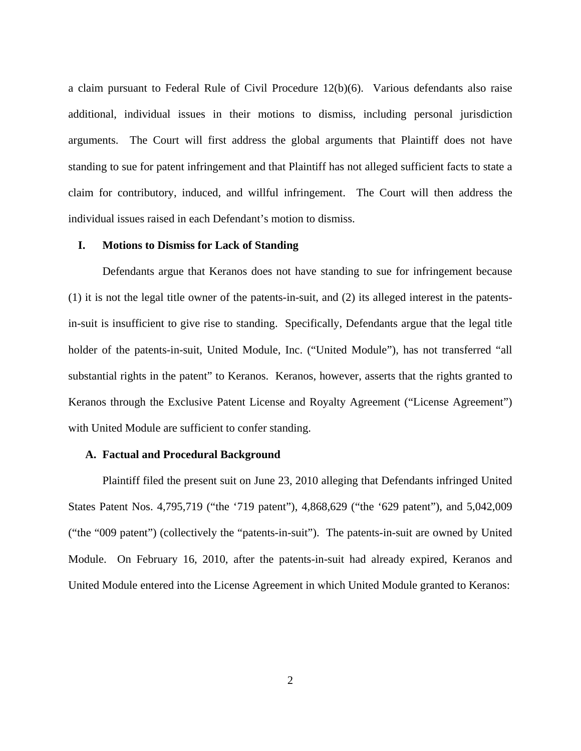a claim pursuant to Federal Rule of Civil Procedure 12(b)(6). Various defendants also raise additional, individual issues in their motions to dismiss, including personal jurisdiction arguments. The Court will first address the global arguments that Plaintiff does not have standing to sue for patent infringement and that Plaintiff has not alleged sufficient facts to state a claim for contributory, induced, and willful infringement. The Court will then address the individual issues raised in each Defendant's motion to dismiss.

## I. Motions to Dismiss for Lack of Standing

Defendants argue that Keranos does not have standing to sue for infringement because (1) it is not the legal title owner of the patents-in-suit, and (2) its alleged interest in the patents-in-suit is insufficient to give rise to standing. Specifically, Defendants argue that the legal title holder of the patents-in-suit, United Module, Inc. ("United Module"), has not transferred "all substantial rights in the patent" to Keranos. Keranos, however, asserts that the rights granted to Keranos through the Exclusive Patent License and Royalty Agreement ("License Agreement") with United Module are sufficient to confer standing.

### A. Factual and Procedural Background

Plaintiff filed the present suit on June 23, 2010 alleging that Defendants infringed United States Patent Nos. 4,795,719 ("the '719 patent"), 4,868,629 ("the '629 patent"), and 5,042,009 ("the "009 patent") (collectively the "patents-in-suit"). The patents-in-suit are owned by United Module. On February 16, 2010, after the patents-in-suit had already expired, Keranos and United Module entered into the License Agreement in which United Module granted to Keranos: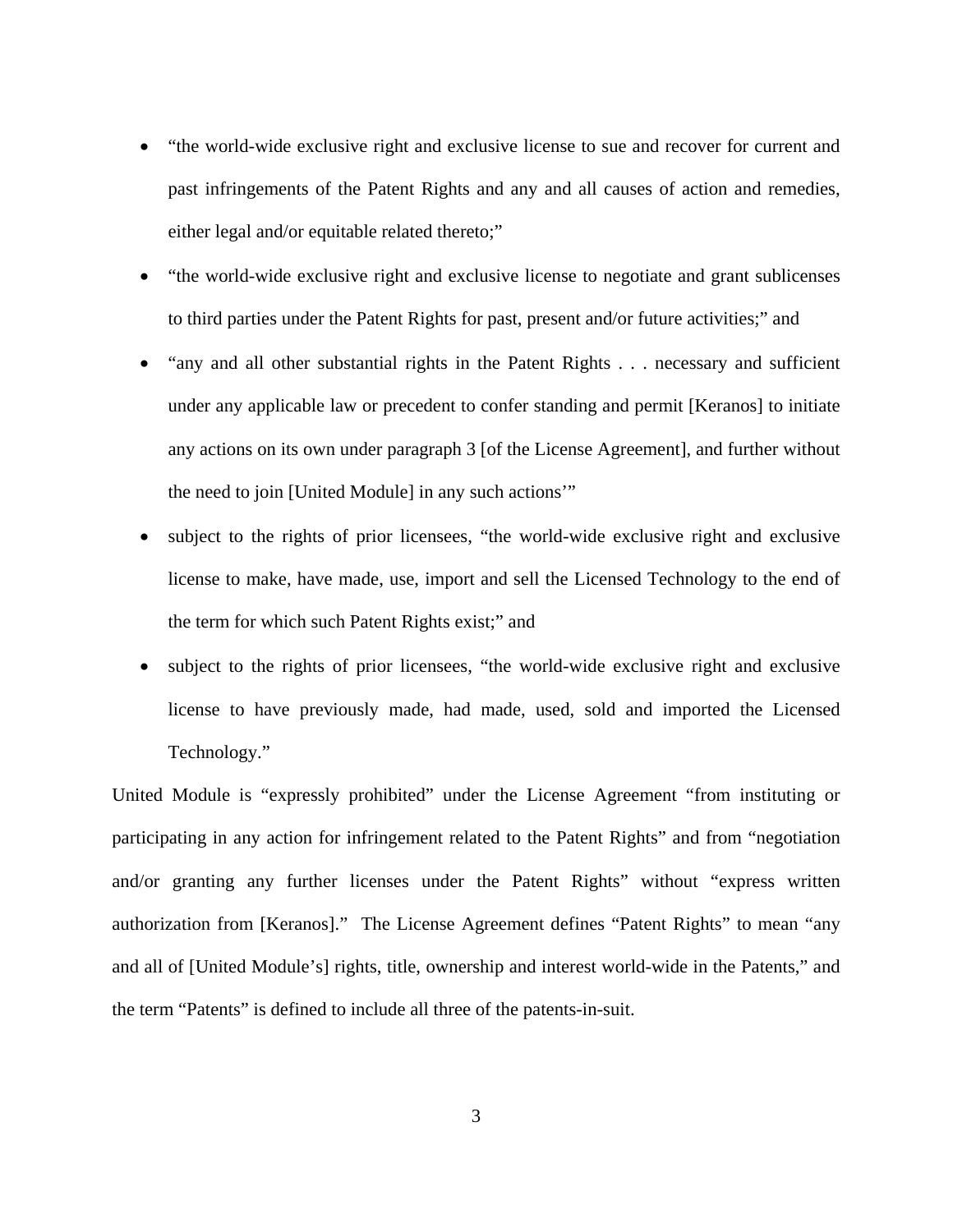- "the world-wide exclusive right and exclusive license to sue and recover for current and past infringements of the Patent Rights and any and all causes of action and remedies, either legal and/or equitable related thereto;"
- "the world-wide exclusive right and exclusive license to negotiate and grant sublicenses to third parties under the Patent Rights for past, present and/or future activities;" and
- "any and all other substantial rights in the Patent Rights . . . necessary and sufficient under any applicable law or precedent to confer standing and permit [Keranos] to initiate any actions on its own under paragraph 3 [of the License Agreement], and further without the need to join [United Module] in any such actions'"
- subject to the rights of prior licensees, "the world-wide exclusive right and exclusive license to make, have made, use, import and sell the Licensed Technology to the end of the term for which such Patent Rights exist;" and
- subject to the rights of prior licensees, "the world-wide exclusive right and exclusive license to have previously made, had made, used, sold and imported the Licensed Technology."

United Module is "expressly prohibited" under the License Agreement "from instituting or participating in any action for infringement related to the Patent Rights" and from "negotiation and/or granting any further licenses under the Patent Rights" without "express written authorization from [Keranos]." The License Agreement defines "Patent Rights" to mean "any and all of [United Module's] rights, title, ownership and interest world-wide in the Patents," and the term "Patents" is defined to include all three of the patents-in-suit.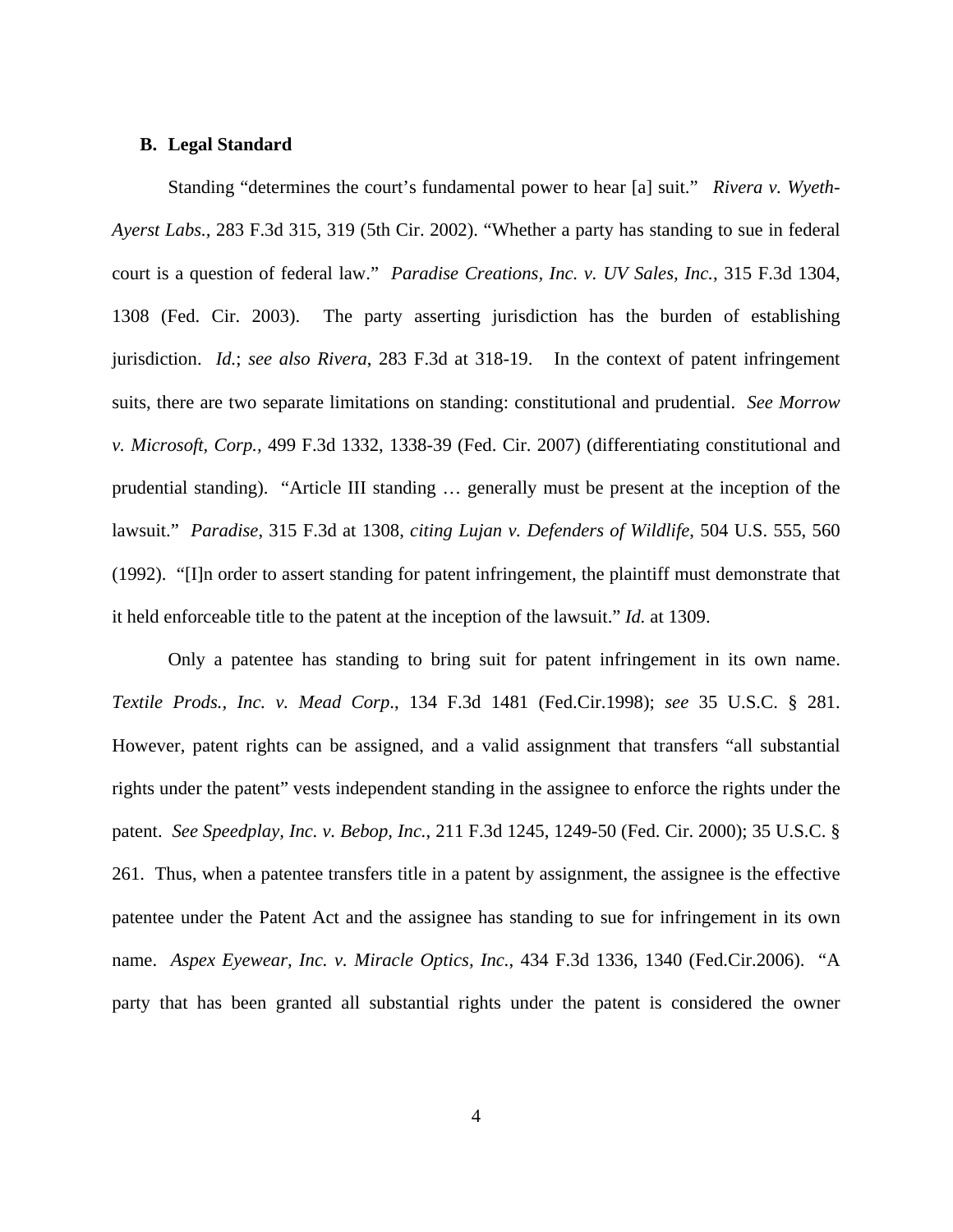### B. Legal Standard

Standing "determines the court's fundamental power to hear [a] suit." *Rivera v. Wyeth-Ayerst Labs.*, 283 F.3d 315, 319 (5th Cir. 2002). "Whether a party has standing to sue in federal court is a question of federal law." *Paradise Creations, Inc. v. UV Sales, Inc.*, 315 F.3d 1304, 1308 (Fed. Cir. 2003). The party asserting jurisdiction has the burden of establishing jurisdiction. *Id.*; *see also Rivera*, 283 F.3d at 318-19. In the context of patent infringement suits, there are two separate limitations on standing: constitutional and prudential. *See Morrow v. Microsoft, Corp.*, 499 F.3d 1332, 1338-39 (Fed. Cir. 2007) (differentiating constitutional and prudential standing). "Article III standing … generally must be present at the inception of the lawsuit." *Paradise*, 315 F.3d at 1308, *citing Lujan v. Defenders of Wildlife*, 504 U.S. 555, 560 (1992). "[I]n order to assert standing for patent infringement, the plaintiff must demonstrate that it held enforceable title to the patent at the inception of the lawsuit." *Id.* at 1309.

Only a patentee has standing to bring suit for patent infringement in its own name. *Textile Prods., Inc. v. Mead Corp.*, 134 F.3d 1481 (Fed.Cir.1998); *see* 35 U.S.C. § 281. However, patent rights can be assigned, and a valid assignment that transfers "all substantial rights under the patent" vests independent standing in the assignee to enforce the rights under the patent. *See Speedplay, Inc. v. Bebop, Inc.*, 211 F.3d 1245, 1249-50 (Fed. Cir. 2000); 35 U.S.C. § 261. Thus, when a patentee transfers title in a patent by assignment, the assignee is the effective patentee under the Patent Act and the assignee has standing to sue for infringement in its own name. *Aspex Eyewear, Inc. v. Miracle Optics, Inc.*, 434 F.3d 1336, 1340 (Fed.Cir.2006). "A party that has been granted all substantial rights under the patent is considered the owner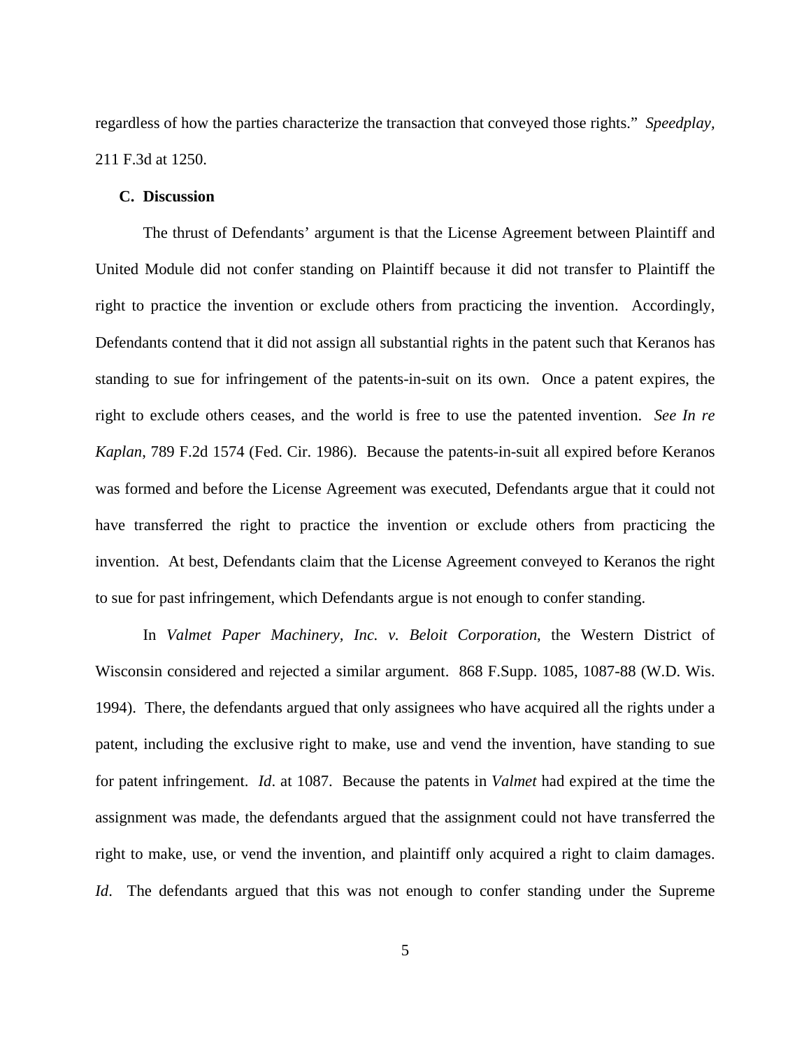regardless of how the parties characterize the transaction that conveyed those rights." *Speedplay*, 211 F.3d at 1250.

**C. Discussion**

The thrust of Defendants' argument is that the License Agreement between Plaintiff and United Module did not confer standing on Plaintiff because it did not transfer to Plaintiff the right to practice the invention or exclude others from practicing the invention. Accordingly, Defendants contend that it did not assign all substantial rights in the patent such that Keranos has standing to sue for infringement of the patents-in-suit on its own. Once a patent expires, the right to exclude others ceases, and the world is free to use the patented invention. *See In re Kaplan*, 789 F.2d 1574 (Fed. Cir. 1986). Because the patents-in-suit all expired before Keranos was formed and before the License Agreement was executed, Defendants argue that it could not have transferred the right to practice the invention or exclude others from practicing the invention. At best, Defendants claim that the License Agreement conveyed to Keranos the right to sue for past infringement, which Defendants argue is not enough to confer standing.

In *Valmet Paper Machinery, Inc. v. Beloit Corporation*, the Western District of Wisconsin considered and rejected a similar argument. 868 F.Supp. 1085, 1087-88 (W.D. Wis. 1994). There, the defendants argued that only assignees who have acquired all the rights under a patent, including the exclusive right to make, use and vend the invention, have standing to sue for patent infringement. *Id*. at 1087. Because the patents in *Valmet* had expired at the time the assignment was made, the defendants argued that the assignment could not have transferred the right to make, use, or vend the invention, and plaintiff only acquired a right to claim damages. *Id*. The defendants argued that this was not enough to confer standing under the Supreme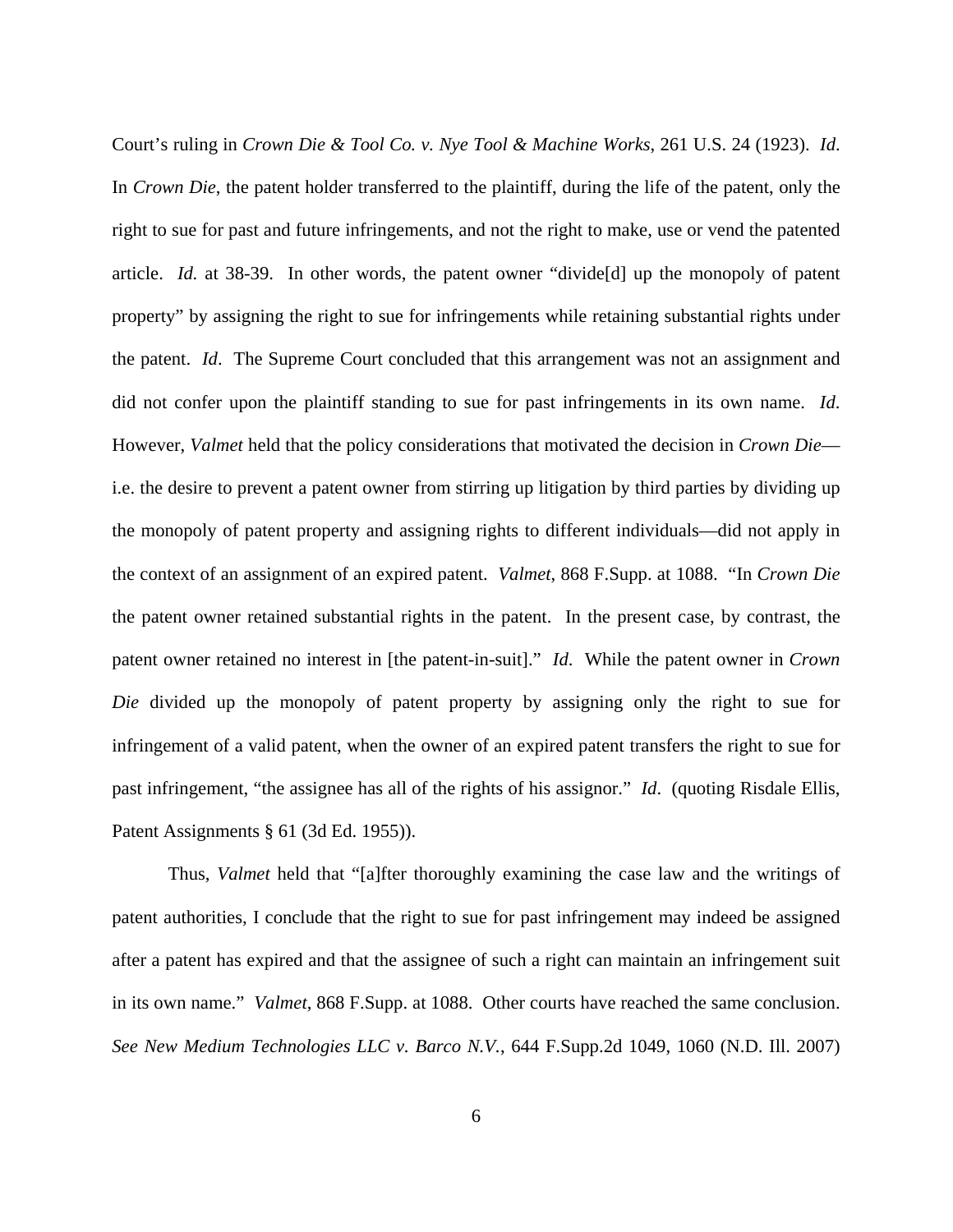Court's ruling in *Crown Die & Tool Co. v. Nye Tool & Machine Works*, 261 U.S. 24 (1923). *Id*. In *Crown Die*, the patent holder transferred to the plaintiff, during the life of the patent, only the right to sue for past and future infringements, and not the right to make, use or vend the patented article. *Id.* at 38-39. In other words, the patent owner "divide[d] up the monopoly of patent property" by assigning the right to sue for infringements while retaining substantial rights under the patent. *Id*. The Supreme Court concluded that this arrangement was not an assignment and did not confer upon the plaintiff standing to sue for past infringements in its own name. *Id*. However, *Valmet* held that the policy considerations that motivated the decision in *Crown Die*—i.e. the desire to prevent a patent owner from stirring up litigation by third parties by dividing up the monopoly of patent property and assigning rights to different individuals—did not apply in the context of an assignment of an expired patent. *Valmet*, 868 F.Supp. at 1088. "In *Crown Die* the patent owner retained substantial rights in the patent. In the present case, by contrast, the patent owner retained no interest in [the patent-in-suit]." *Id*. While the patent owner in *Crown Die* divided up the monopoly of patent property by assigning only the right to sue for infringement of a valid patent, when the owner of an expired patent transfers the right to sue for past infringement, "the assignee has all of the rights of his assignor." *Id*. (quoting Risdale Ellis, Patent Assignments § 61 (3d Ed. 1955)).

Thus, *Valmet* held that "[a]fter thoroughly examining the case law and the writings of patent authorities, I conclude that the right to sue for past infringement may indeed be assigned after a patent has expired and that the assignee of such a right can maintain an infringement suit in its own name." *Valmet*, 868 F.Supp. at 1088. Other courts have reached the same conclusion. *See New Medium Technologies LLC v. Barco N.V.*, 644 F.Supp.2d 1049, 1060 (N.D. Ill. 2007)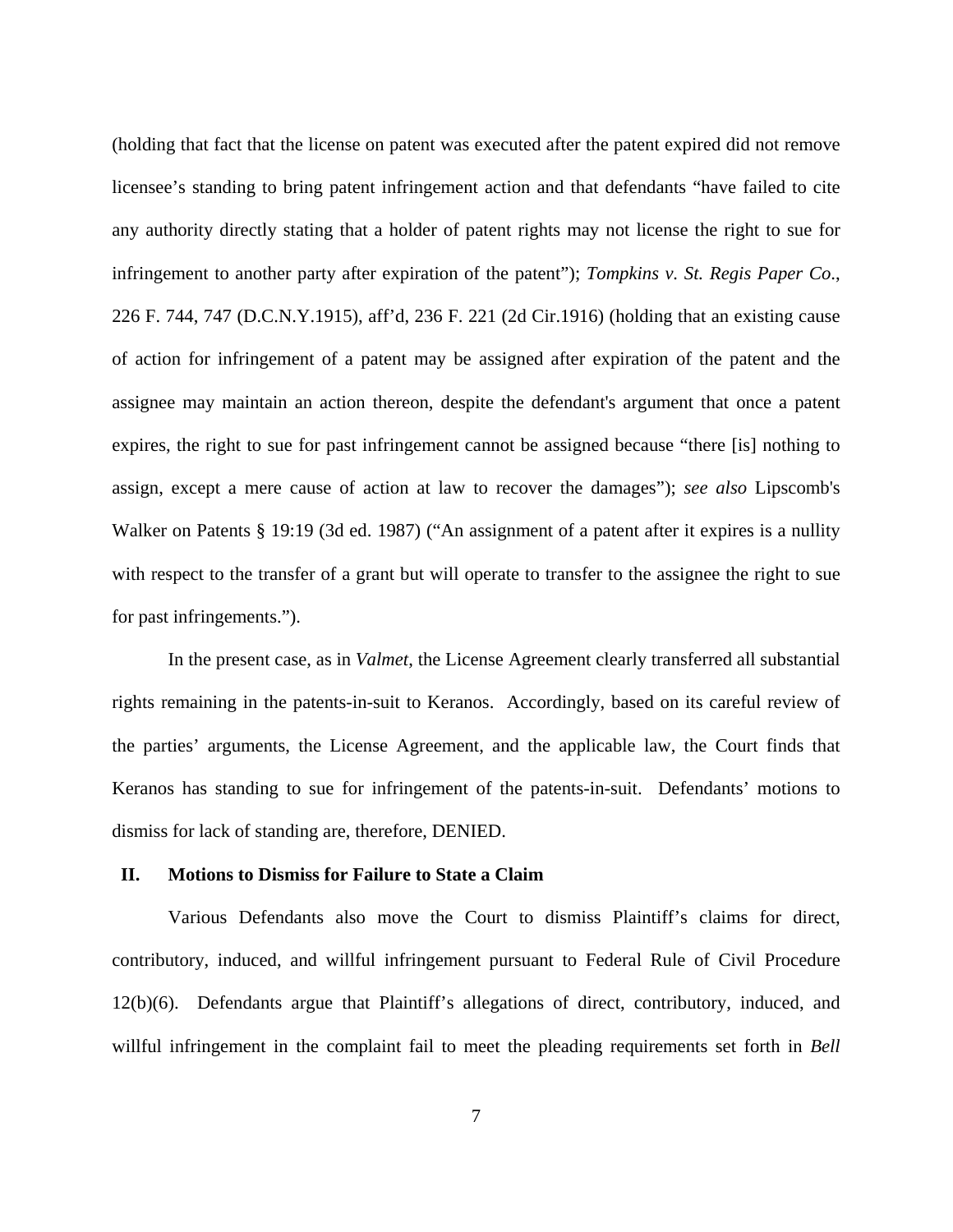(holding that fact that the license on patent was executed after the patent expired did not remove licensee's standing to bring patent infringement action and that defendants "have failed to cite any authority directly stating that a holder of patent rights may not license the right to sue for infringement to another party after expiration of the patent"); *Tompkins v. St. Regis Paper Co.*, 226 F. 744, 747 (D.C.N.Y.1915), aff'd, 236 F. 221 (2d Cir.1916) (holding that an existing cause of action for infringement of a patent may be assigned after expiration of the patent and the assignee may maintain an action thereon, despite the defendant's argument that once a patent expires, the right to sue for past infringement cannot be assigned because "there [is] nothing to assign, except a mere cause of action at law to recover the damages"); *see also* Lipscomb's Walker on Patents § 19:19 (3d ed. 1987) ("An assignment of a patent after it expires is a nullity with respect to the transfer of a grant but will operate to transfer to the assignee the right to sue for past infringements.").

In the present case, as in *Valmet*, the License Agreement clearly transferred all substantial rights remaining in the patents-in-suit to Keranos. Accordingly, based on its careful review of the parties' arguments, the License Agreement, and the applicable law, the Court finds that Keranos has standing to sue for infringement of the patents-in-suit. Defendants' motions to dismiss for lack of standing are, therefore, DENIED.

## II. Motions to Dismiss for Failure to State a Claim

Various Defendants also move the Court to dismiss Plaintiff's claims for direct, contributory, induced, and willful infringement pursuant to Federal Rule of Civil Procedure 12(b)(6). Defendants argue that Plaintiff's allegations of direct, contributory, induced, and willful infringement in the complaint fail to meet the pleading requirements set forth in *Bell*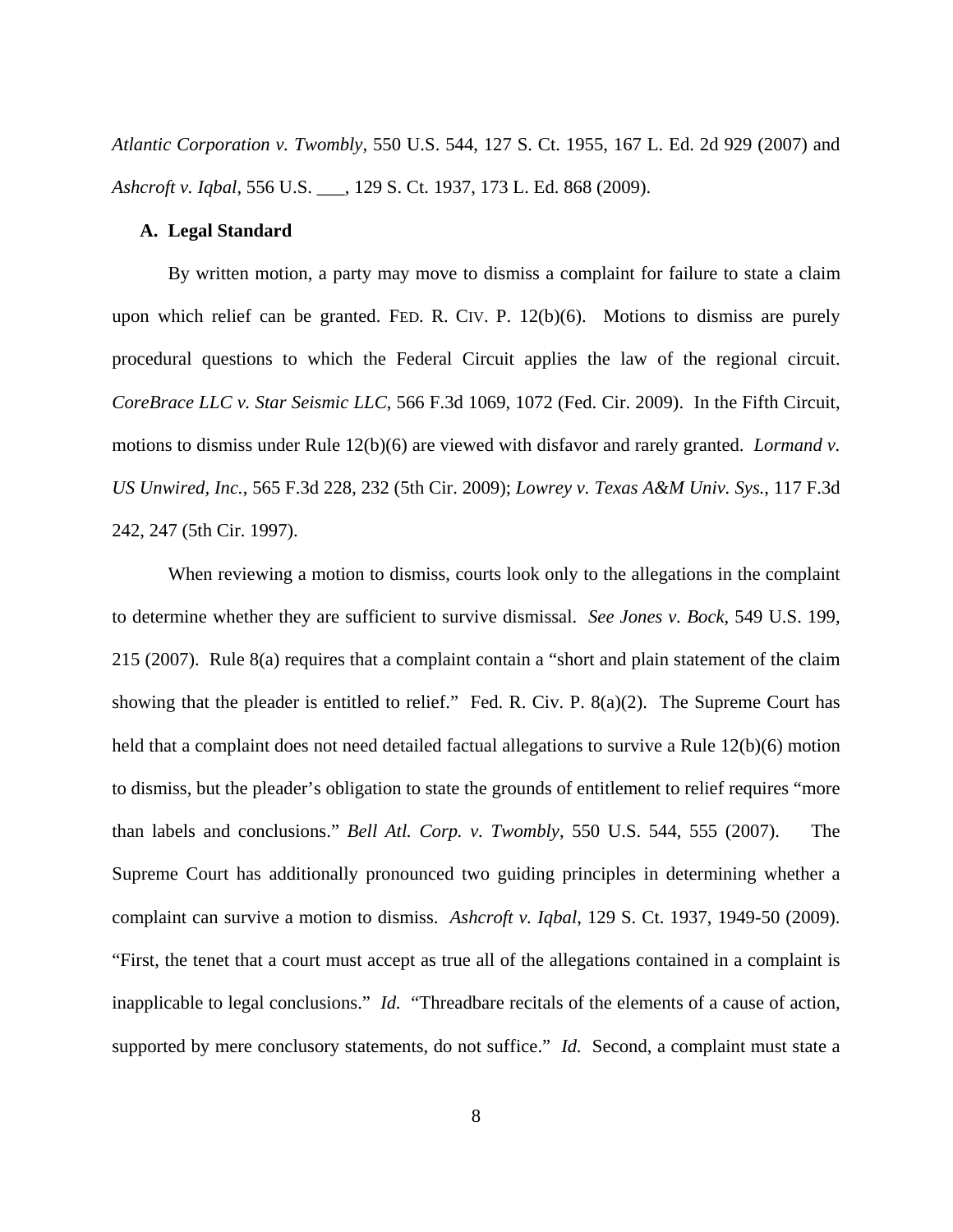*Atlantic Corporation v. Twombly*, 550 U.S. 544, 127 S. Ct. 1955, 167 L. Ed. 2d 929 (2007) and *Ashcroft v. Iqbal*, 556 U.S. ___, 129 S. Ct. 1937, 173 L. Ed. 868 (2009).

**A. Legal Standard**

By written motion, a party may move to dismiss a complaint for failure to state a claim upon which relief can be granted. FED. R. CIV. P. 12(b)(6). Motions to dismiss are purely procedural questions to which the Federal Circuit applies the law of the regional circuit. *CoreBrace LLC v. Star Seismic LLC*, 566 F.3d 1069, 1072 (Fed. Cir. 2009). In the Fifth Circuit, motions to dismiss under Rule 12(b)(6) are viewed with disfavor and rarely granted. *Lormand v. US Unwired, Inc.*, 565 F.3d 228, 232 (5th Cir. 2009); *Lowrey v. Texas A&M Univ. Sys.*, 117 F.3d 242, 247 (5th Cir. 1997).

When reviewing a motion to dismiss, courts look only to the allegations in the complaint to determine whether they are sufficient to survive dismissal. *See Jones v. Bock*, 549 U.S. 199, 215 (2007). Rule 8(a) requires that a complaint contain a "short and plain statement of the claim showing that the pleader is entitled to relief." Fed. R. Civ. P. 8(a)(2). The Supreme Court has held that a complaint does not need detailed factual allegations to survive a Rule 12(b)(6) motion to dismiss, but the pleader's obligation to state the grounds of entitlement to relief requires "more than labels and conclusions." *Bell Atl. Corp. v. Twombly*, 550 U.S. 544, 555 (2007). The Supreme Court has additionally pronounced two guiding principles in determining whether a complaint can survive a motion to dismiss. *Ashcroft v. Iqbal*, 129 S. Ct. 1937, 1949-50 (2009). "First, the tenet that a court must accept as true all of the allegations contained in a complaint is inapplicable to legal conclusions." *Id.* "Threadbare recitals of the elements of a cause of action, supported by mere conclusory statements, do not suffice." *Id.* Second, a complaint must state a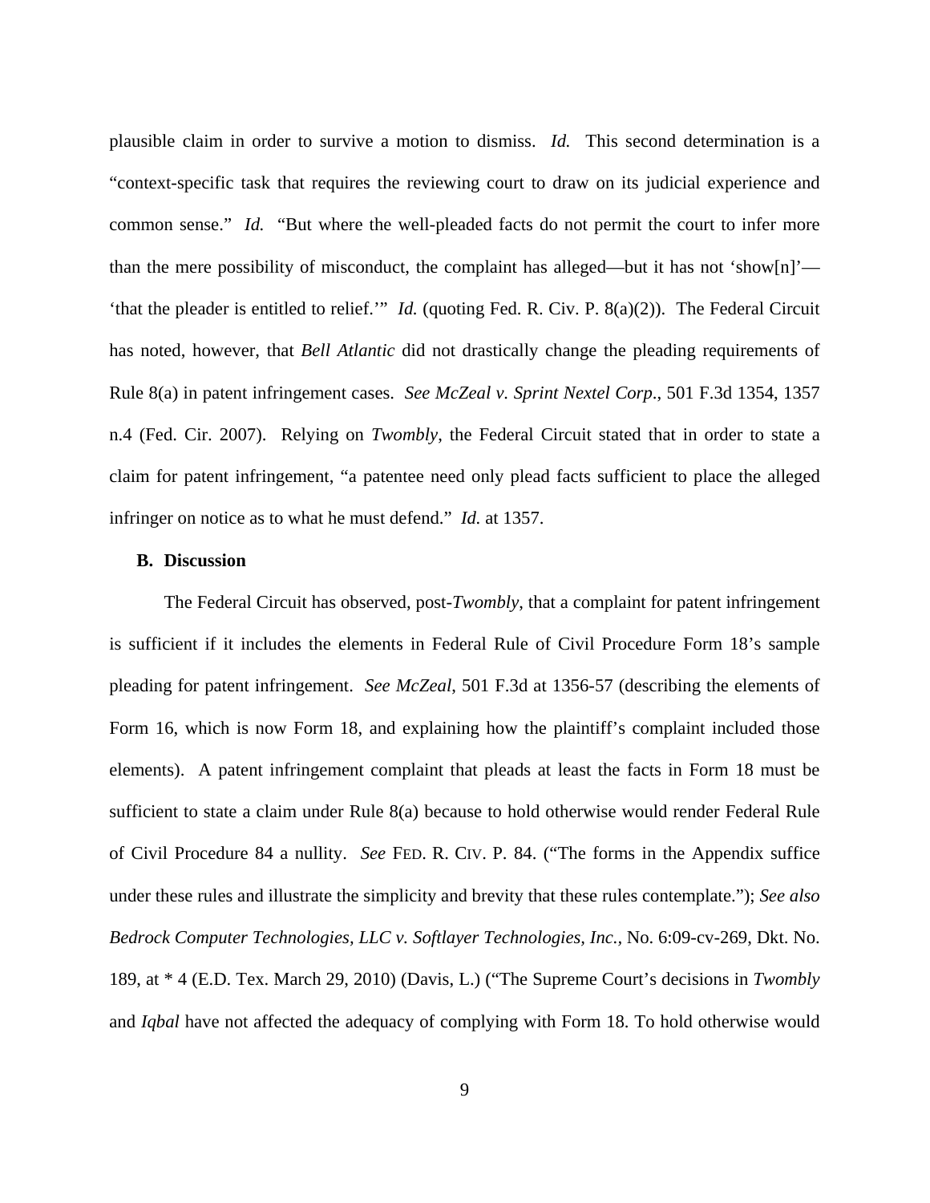plausible claim in order to survive a motion to dismiss. *Id.* This second determination is a "context-specific task that requires the reviewing court to draw on its judicial experience and common sense." *Id.* "But where the well-pleaded facts do not permit the court to infer more than the mere possibility of misconduct, the complaint has alleged—but it has not 'show[n]'—'that the pleader is entitled to relief.'" *Id.* (quoting Fed. R. Civ. P. 8(a)(2)). The Federal Circuit has noted, however, that *Bell Atlantic* did not drastically change the pleading requirements of Rule 8(a) in patent infringement cases. *See McZeal v. Sprint Nextel Corp.*, 501 F.3d 1354, 1357 n.4 (Fed. Cir. 2007). Relying on *Twombly*, the Federal Circuit stated that in order to state a claim for patent infringement, "a patentee need only plead facts sufficient to place the alleged infringer on notice as to what he must defend." *Id.* at 1357.

### B. Discussion

The Federal Circuit has observed, post-*Twombly*, that a complaint for patent infringement is sufficient if it includes the elements in Federal Rule of Civil Procedure Form 18's sample pleading for patent infringement. *See McZeal*, 501 F.3d at 1356-57 (describing the elements of Form 16, which is now Form 18, and explaining how the plaintiff's complaint included those elements). A patent infringement complaint that pleads at least the facts in Form 18 must be sufficient to state a claim under Rule 8(a) because to hold otherwise would render Federal Rule of Civil Procedure 84 a nullity. *See* FED. R. CIV. P. 84. ("The forms in the Appendix suffice under these rules and illustrate the simplicity and brevity that these rules contemplate."); *See also Bedrock Computer Technologies, LLC v. Softlayer Technologies, Inc.*, No. 6:09-cv-269, Dkt. No. 189, at * 4 (E.D. Tex. March 29, 2010) (Davis, L.) ("The Supreme Court's decisions in *Twombly* and *Iqbal* have not affected the adequacy of complying with Form 18. To hold otherwise would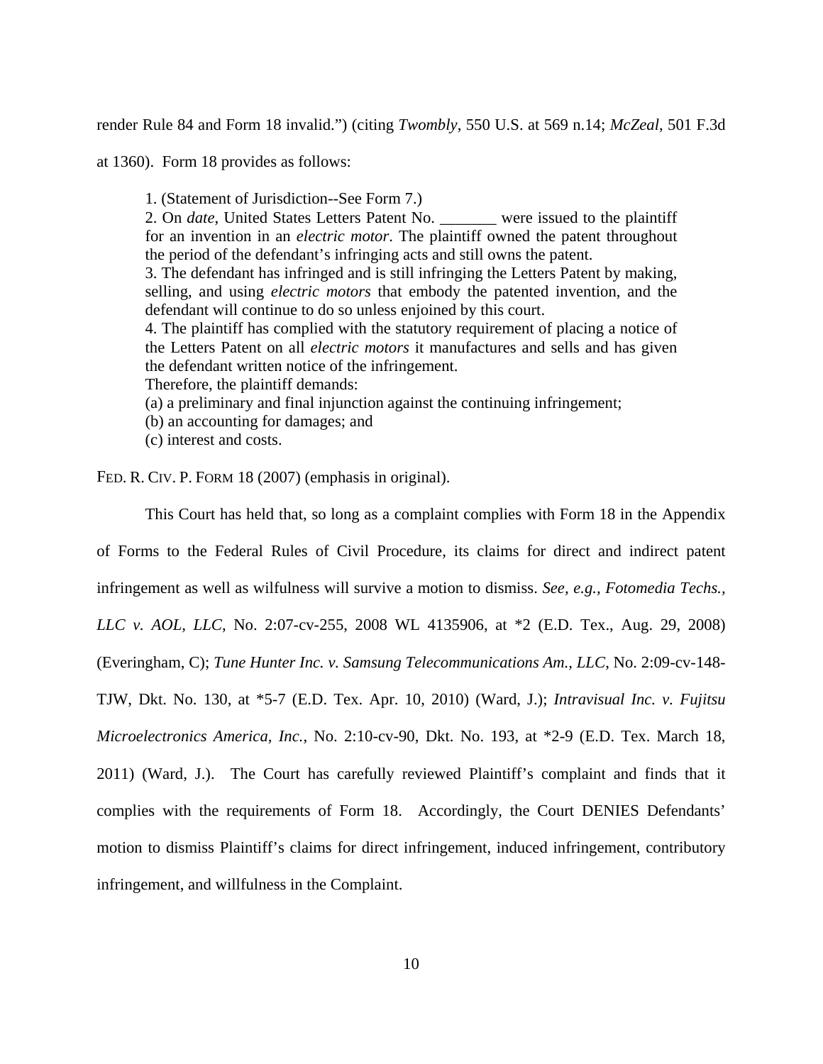render Rule 84 and Form 18 invalid.") (citing *Twombly*, 550 U.S. at 569 n.14; *McZeal*, 501 F.3d at 1360). Form 18 provides as follows:

> 1. (Statement of Jurisdiction--See Form 7.)
> 2. On *date*, United States Letters Patent No. _______ were issued to the plaintiff for an invention in an *electric motor*. The plaintiff owned the patent throughout the period of the defendant's infringing acts and still owns the patent.
> 3. The defendant has infringed and is still infringing the Letters Patent by making, selling, and using *electric motors* that embody the patented invention, and the defendant will continue to do so unless enjoined by this court.
> 4. The plaintiff has complied with the statutory requirement of placing a notice of the Letters Patent on all *electric motors* it manufactures and sells and has given the defendant written notice of the infringement.
>
> Therefore, the plaintiff demands:
>
> (a) a preliminary and final injunction against the continuing infringement;
> (b) an accounting for damages; and
> (c) interest and costs.

FED. R. CIV. P. FORM 18 (2007) (emphasis in original).

This Court has held that, so long as a complaint complies with Form 18 in the Appendix of Forms to the Federal Rules of Civil Procedure, its claims for direct and indirect patent infringement as well as wilfulness will survive a motion to dismiss. *See, e.g., Fotomedia Techs., LLC v. AOL, LLC*, No. 2:07-cv-255, 2008 WL 4135906, at *2 (E.D. Tex., Aug. 29, 2008) (Everingham, C); *Tune Hunter Inc. v. Samsung Telecommunications Am., LLC*, No. 2:09-cv-148-TJW, Dkt. No. 130, at *5-7 (E.D. Tex. Apr. 10, 2010) (Ward, J.); *Intravisual Inc. v. Fujitsu Microelectronics America, Inc.*, No. 2:10-cv-90, Dkt. No. 193, at *2-9 (E.D. Tex. March 18, 2011) (Ward, J.). The Court has carefully reviewed Plaintiff's complaint and finds that it complies with the requirements of Form 18. Accordingly, the Court DENIES Defendants' motion to dismiss Plaintiff's claims for direct infringement, induced infringement, contributory infringement, and willfulness in the Complaint.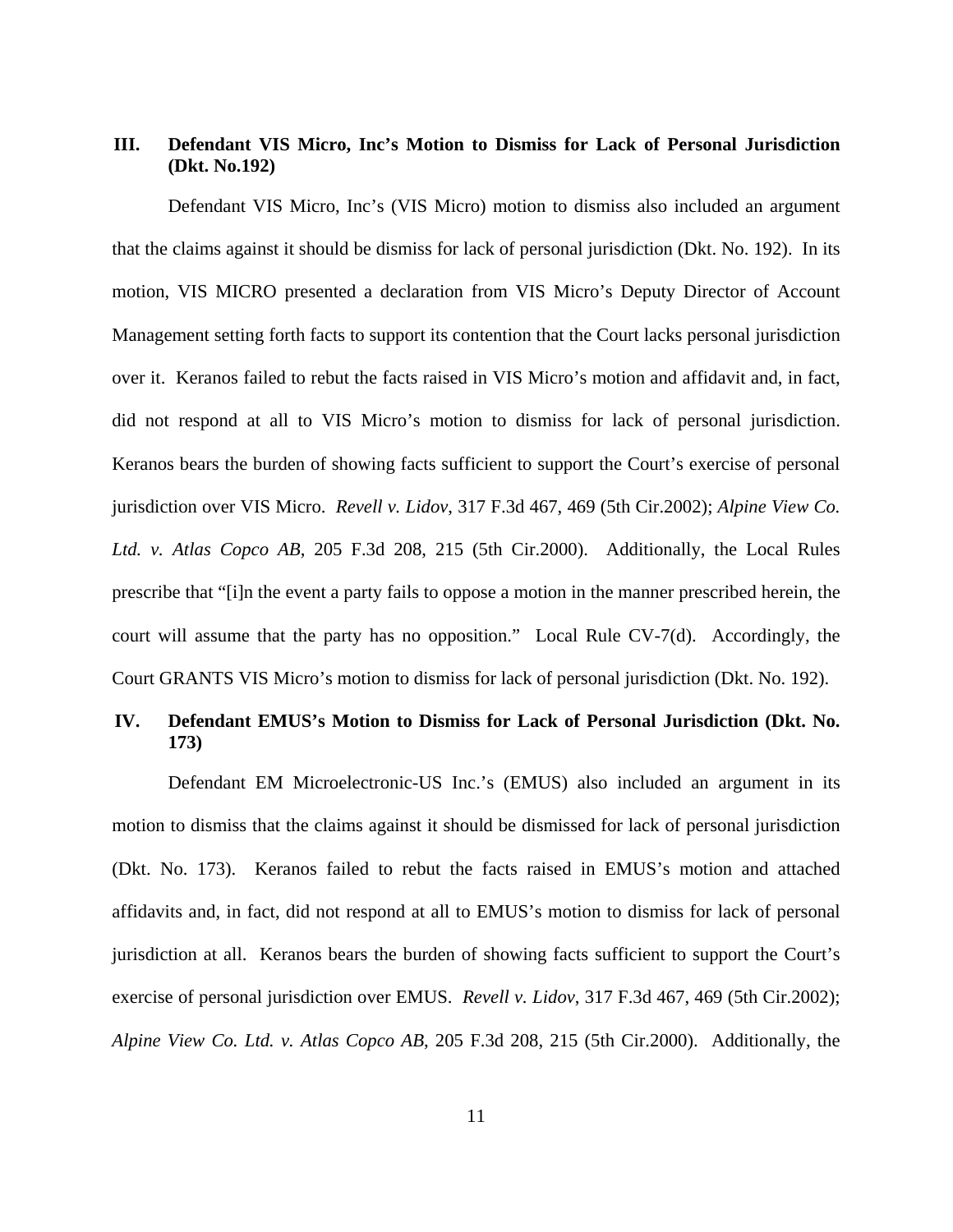## III. Defendant VIS Micro, Inc's Motion to Dismiss for Lack of Personal Jurisdiction (Dkt. No.192)

Defendant VIS Micro, Inc's (VIS Micro) motion to dismiss also included an argument that the claims against it should be dismiss for lack of personal jurisdiction (Dkt. No. 192). In its motion, VIS MICRO presented a declaration from VIS Micro's Deputy Director of Account Management setting forth facts to support its contention that the Court lacks personal jurisdiction over it. Keranos failed to rebut the facts raised in VIS Micro's motion and affidavit and, in fact, did not respond at all to VIS Micro's motion to dismiss for lack of personal jurisdiction. Keranos bears the burden of showing facts sufficient to support the Court's exercise of personal jurisdiction over VIS Micro. *Revell v. Lidov*, 317 F.3d 467, 469 (5th Cir.2002); *Alpine View Co. Ltd. v. Atlas Copco AB*, 205 F.3d 208, 215 (5th Cir.2000). Additionally, the Local Rules prescribe that "[i]n the event a party fails to oppose a motion in the manner prescribed herein, the court will assume that the party has no opposition." Local Rule CV-7(d). Accordingly, the Court GRANTS VIS Micro's motion to dismiss for lack of personal jurisdiction (Dkt. No. 192).

## IV. Defendant EMUS's Motion to Dismiss for Lack of Personal Jurisdiction (Dkt. No. 173)

Defendant EM Microelectronic-US Inc.'s (EMUS) also included an argument in its motion to dismiss that the claims against it should be dismissed for lack of personal jurisdiction (Dkt. No. 173). Keranos failed to rebut the facts raised in EMUS's motion and attached affidavits and, in fact, did not respond at all to EMUS's motion to dismiss for lack of personal jurisdiction at all. Keranos bears the burden of showing facts sufficient to support the Court's exercise of personal jurisdiction over EMUS. *Revell v. Lidov*, 317 F.3d 467, 469 (5th Cir.2002); *Alpine View Co. Ltd. v. Atlas Copco AB*, 205 F.3d 208, 215 (5th Cir.2000). Additionally, the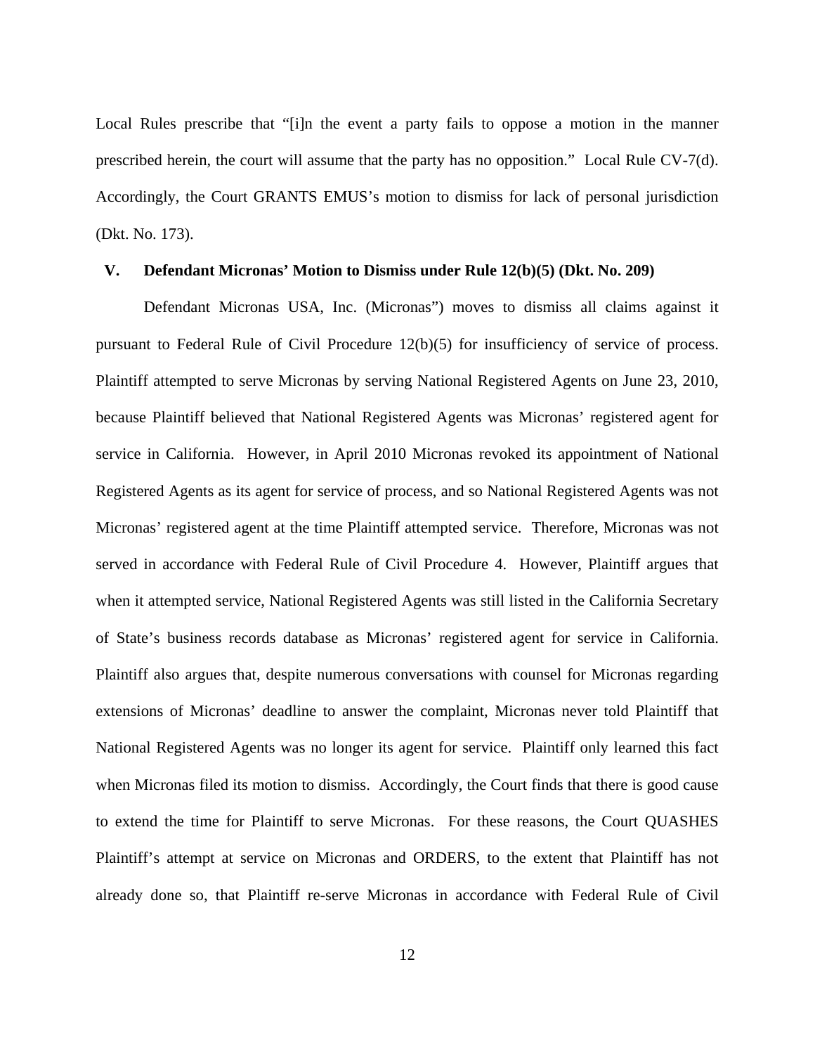Local Rules prescribe that "[i]n the event a party fails to oppose a motion in the manner prescribed herein, the court will assume that the party has no opposition." Local Rule CV-7(d). Accordingly, the Court GRANTS EMUS's motion to dismiss for lack of personal jurisdiction (Dkt. No. 173).

## V. Defendant Micronas' Motion to Dismiss under Rule 12(b)(5) (Dkt. No. 209)

Defendant Micronas USA, Inc. (Micronas") moves to dismiss all claims against it pursuant to Federal Rule of Civil Procedure 12(b)(5) for insufficiency of service of process. Plaintiff attempted to serve Micronas by serving National Registered Agents on June 23, 2010, because Plaintiff believed that National Registered Agents was Micronas' registered agent for service in California. However, in April 2010 Micronas revoked its appointment of National Registered Agents as its agent for service of process, and so National Registered Agents was not Micronas' registered agent at the time Plaintiff attempted service. Therefore, Micronas was not served in accordance with Federal Rule of Civil Procedure 4. However, Plaintiff argues that when it attempted service, National Registered Agents was still listed in the California Secretary of State's business records database as Micronas' registered agent for service in California. Plaintiff also argues that, despite numerous conversations with counsel for Micronas regarding extensions of Micronas' deadline to answer the complaint, Micronas never told Plaintiff that National Registered Agents was no longer its agent for service. Plaintiff only learned this fact when Micronas filed its motion to dismiss. Accordingly, the Court finds that there is good cause to extend the time for Plaintiff to serve Micronas. For these reasons, the Court QUASHES Plaintiff's attempt at service on Micronas and ORDERS, to the extent that Plaintiff has not already done so, that Plaintiff re-serve Micronas in accordance with Federal Rule of Civil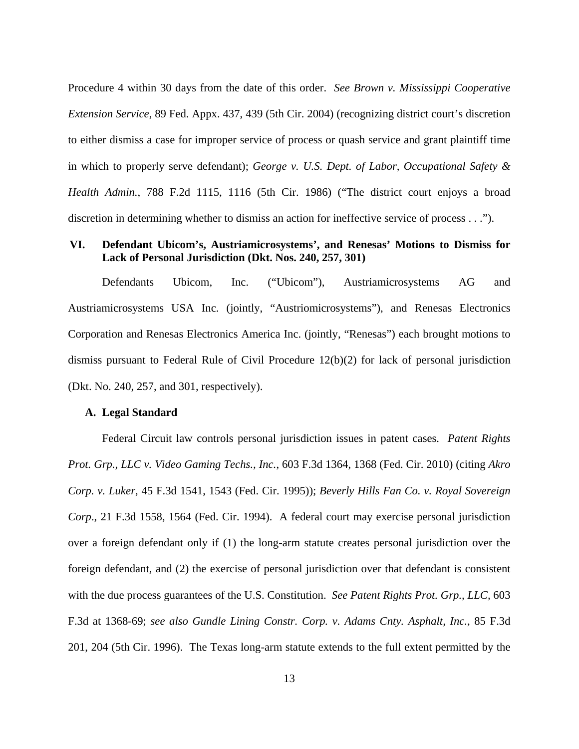Procedure 4 within 30 days from the date of this order. *See Brown v. Mississippi Cooperative Extension Service*, 89 Fed. Appx. 437, 439 (5th Cir. 2004) (recognizing district court's discretion to either dismiss a case for improper service of process or quash service and grant plaintiff time in which to properly serve defendant); *George v. U.S. Dept. of Labor, Occupational Safety & Health Admin.*, 788 F.2d 1115, 1116 (5th Cir. 1986) ("The district court enjoys a broad discretion in determining whether to dismiss an action for ineffective service of process . . .").

## VI. Defendant Ubicom's, Austriamicrosystems', and Renesas' Motions to Dismiss for Lack of Personal Jurisdiction (Dkt. Nos. 240, 257, 301)

Defendants Ubicom, Inc. ("Ubicom"), Austriamicrosystems AG and Austriamicrosystems USA Inc. (jointly, "Austriomicrosystems"), and Renesas Electronics Corporation and Renesas Electronics America Inc. (jointly, "Renesas") each brought motions to dismiss pursuant to Federal Rule of Civil Procedure 12(b)(2) for lack of personal jurisdiction (Dkt. No. 240, 257, and 301, respectively).

### A. Legal Standard

Federal Circuit law controls personal jurisdiction issues in patent cases. *Patent Rights Prot. Grp., LLC v. Video Gaming Techs., Inc.*, 603 F.3d 1364, 1368 (Fed. Cir. 2010) (citing *Akro Corp. v. Luker*, 45 F.3d 1541, 1543 (Fed. Cir. 1995)); *Beverly Hills Fan Co. v. Royal Sovereign Corp*., 21 F.3d 1558, 1564 (Fed. Cir. 1994). A federal court may exercise personal jurisdiction over a foreign defendant only if (1) the long-arm statute creates personal jurisdiction over the foreign defendant, and (2) the exercise of personal jurisdiction over that defendant is consistent with the due process guarantees of the U.S. Constitution. *See Patent Rights Prot. Grp., LLC*, 603 F.3d at 1368-69; *see also Gundle Lining Constr. Corp. v. Adams Cnty. Asphalt, Inc.*, 85 F.3d 201, 204 (5th Cir. 1996). The Texas long-arm statute extends to the full extent permitted by the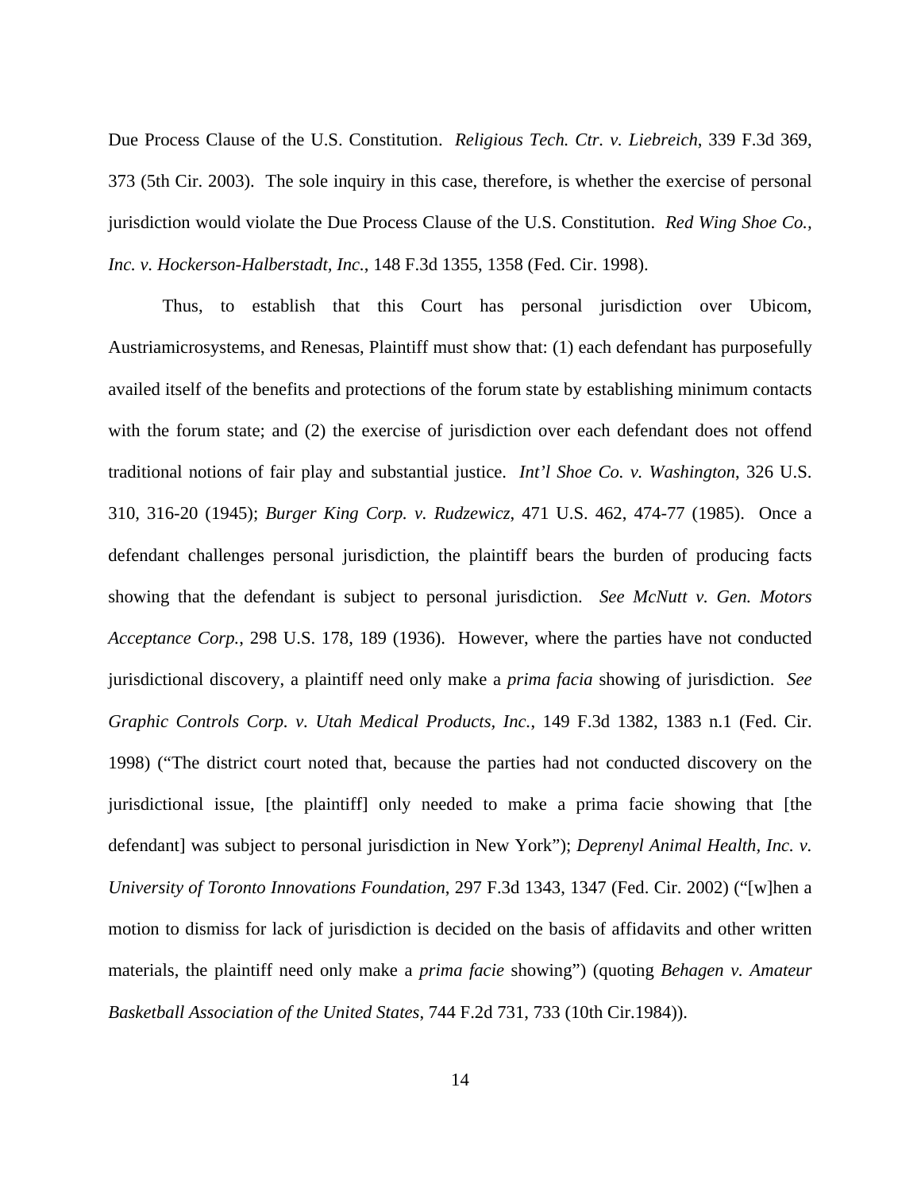Due Process Clause of the U.S. Constitution. *Religious Tech. Ctr. v. Liebreich*, 339 F.3d 369, 373 (5th Cir. 2003). The sole inquiry in this case, therefore, is whether the exercise of personal jurisdiction would violate the Due Process Clause of the U.S. Constitution. *Red Wing Shoe Co., Inc. v. Hockerson-Halberstadt, Inc.*, 148 F.3d 1355, 1358 (Fed. Cir. 1998).

Thus, to establish that this Court has personal jurisdiction over Ubicom, Austriamicrosystems, and Renesas, Plaintiff must show that: (1) each defendant has purposefully availed itself of the benefits and protections of the forum state by establishing minimum contacts with the forum state; and (2) the exercise of jurisdiction over each defendant does not offend traditional notions of fair play and substantial justice. *Int'l Shoe Co. v. Washington*, 326 U.S. 310, 316-20 (1945); *Burger King Corp. v. Rudzewicz*, 471 U.S. 462, 474-77 (1985). Once a defendant challenges personal jurisdiction, the plaintiff bears the burden of producing facts showing that the defendant is subject to personal jurisdiction. *See McNutt v. Gen. Motors Acceptance Corp.*, 298 U.S. 178, 189 (1936). However, where the parties have not conducted jurisdictional discovery, a plaintiff need only make a *prima facia* showing of jurisdiction. *See Graphic Controls Corp. v. Utah Medical Products, Inc.*, 149 F.3d 1382, 1383 n.1 (Fed. Cir. 1998) ("The district court noted that, because the parties had not conducted discovery on the jurisdictional issue, [the plaintiff] only needed to make a prima facie showing that [the defendant] was subject to personal jurisdiction in New York"); *Deprenyl Animal Health, Inc. v. University of Toronto Innovations Foundation*, 297 F.3d 1343, 1347 (Fed. Cir. 2002) ("[w]hen a motion to dismiss for lack of jurisdiction is decided on the basis of affidavits and other written materials, the plaintiff need only make a *prima facie* showing") (quoting *Behagen v. Amateur Basketball Association of the United States*, 744 F.2d 731, 733 (10th Cir.1984)).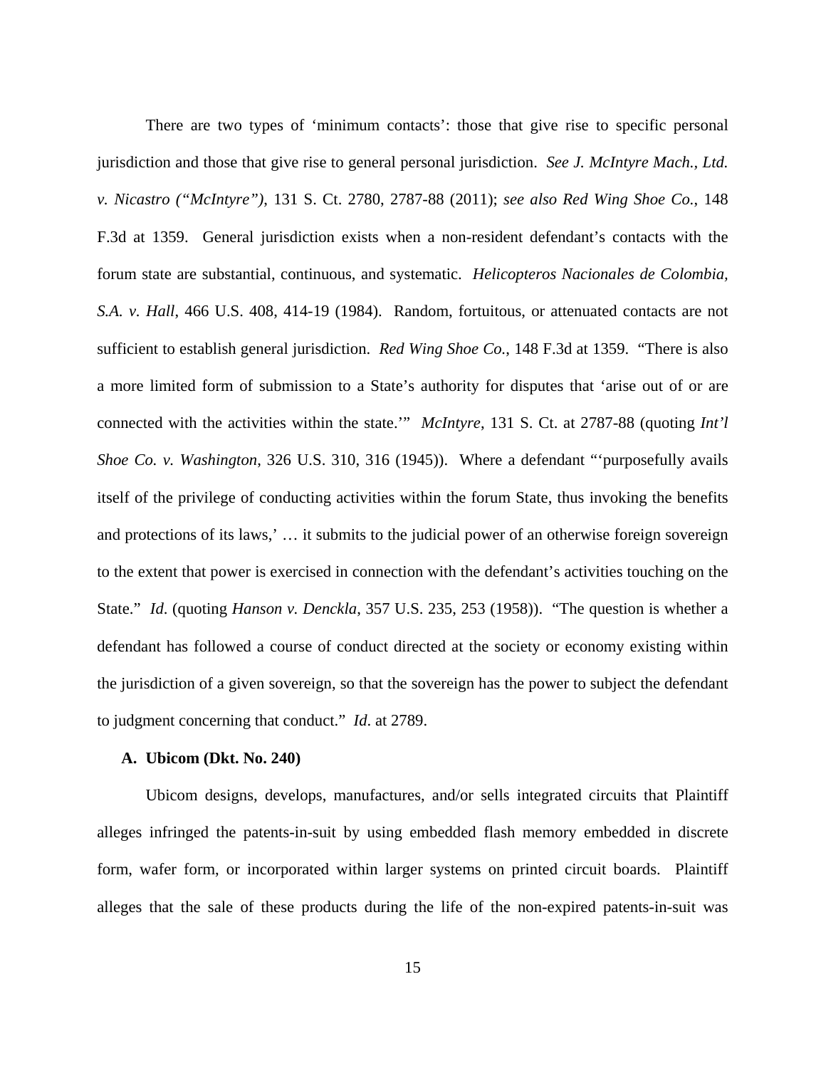There are two types of 'minimum contacts': those that give rise to specific personal jurisdiction and those that give rise to general personal jurisdiction. *See J. McIntyre Mach., Ltd. v. Nicastro ("McIntyre")*, 131 S. Ct. 2780, 2787-88 (2011); *see also Red Wing Shoe Co.*, 148 F.3d at 1359. General jurisdiction exists when a non-resident defendant's contacts with the forum state are substantial, continuous, and systematic. *Helicopteros Nacionales de Colombia, S.A. v. Hall*, 466 U.S. 408, 414-19 (1984). Random, fortuitous, or attenuated contacts are not sufficient to establish general jurisdiction. *Red Wing Shoe Co.*, 148 F.3d at 1359. "There is also a more limited form of submission to a State's authority for disputes that 'arise out of or are connected with the activities within the state.'" *McIntyre*, 131 S. Ct. at 2787-88 (quoting *Int'l Shoe Co. v. Washington*, 326 U.S. 310, 316 (1945)). Where a defendant "'purposefully avails itself of the privilege of conducting activities within the forum State, thus invoking the benefits and protections of its laws,' … it submits to the judicial power of an otherwise foreign sovereign to the extent that power is exercised in connection with the defendant's activities touching on the State." *Id*. (quoting *Hanson v. Denckla*, 357 U.S. 235, 253 (1958)). "The question is whether a defendant has followed a course of conduct directed at the society or economy existing within the jurisdiction of a given sovereign, so that the sovereign has the power to subject the defendant to judgment concerning that conduct." *Id*. at 2789.

**A. Ubicom (Dkt. No. 240)**

Ubicom designs, develops, manufactures, and/or sells integrated circuits that Plaintiff alleges infringed the patents-in-suit by using embedded flash memory embedded in discrete form, wafer form, or incorporated within larger systems on printed circuit boards. Plaintiff alleges that the sale of these products during the life of the non-expired patents-in-suit was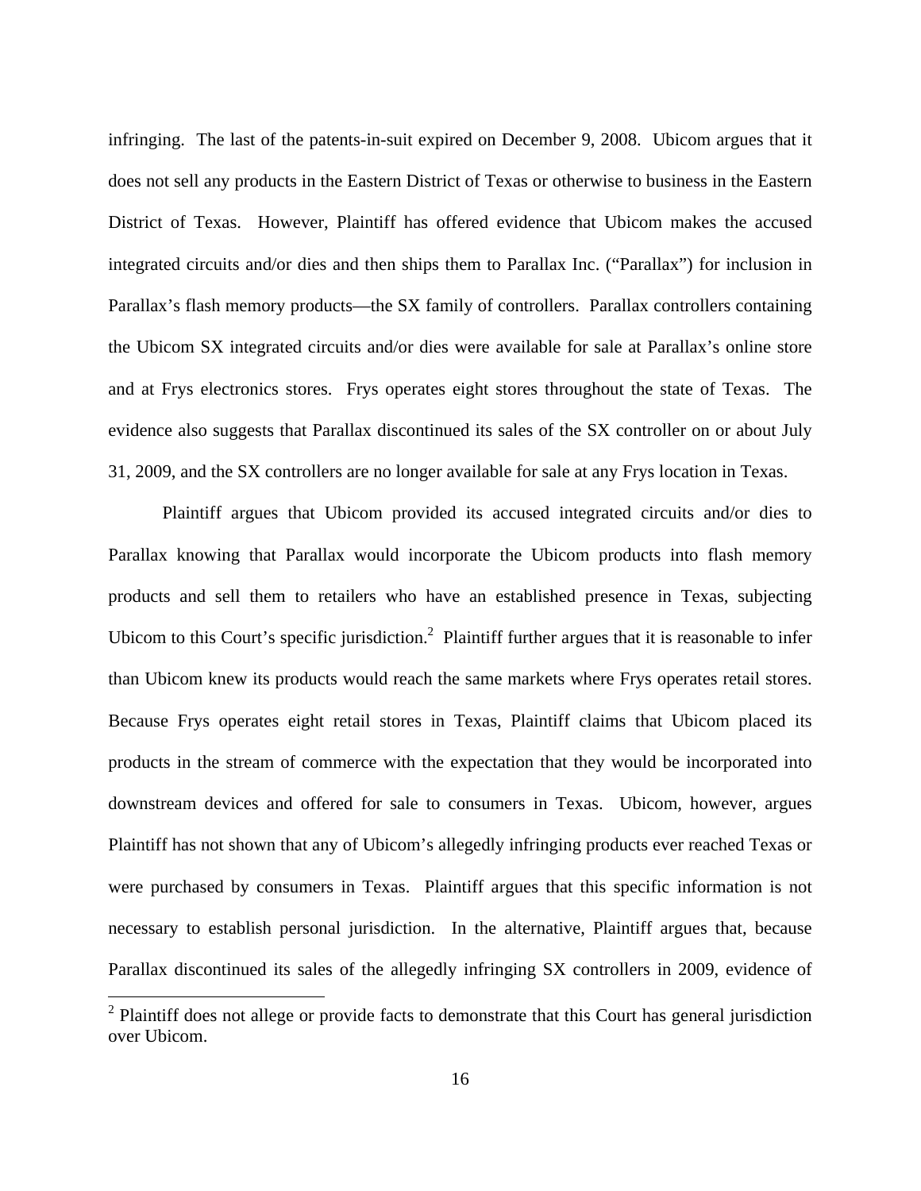infringing. The last of the patents-in-suit expired on December 9, 2008. Ubicom argues that it does not sell any products in the Eastern District of Texas or otherwise to business in the Eastern District of Texas. However, Plaintiff has offered evidence that Ubicom makes the accused integrated circuits and/or dies and then ships them to Parallax Inc. ("Parallax") for inclusion in Parallax's flash memory products—the SX family of controllers. Parallax controllers containing the Ubicom SX integrated circuits and/or dies were available for sale at Parallax's online store and at Frys electronics stores. Frys operates eight stores throughout the state of Texas. The evidence also suggests that Parallax discontinued its sales of the SX controller on or about July 31, 2009, and the SX controllers are no longer available for sale at any Frys location in Texas.

Plaintiff argues that Ubicom provided its accused integrated circuits and/or dies to Parallax knowing that Parallax would incorporate the Ubicom products into flash memory products and sell them to retailers who have an established presence in Texas, subjecting Ubicom to this Court's specific jurisdiction.[2] Plaintiff further argues that it is reasonable to infer than Ubicom knew its products would reach the same markets where Frys operates retail stores. Because Frys operates eight retail stores in Texas, Plaintiff claims that Ubicom placed its products in the stream of commerce with the expectation that they would be incorporated into downstream devices and offered for sale to consumers in Texas. Ubicom, however, argues Plaintiff has not shown that any of Ubicom's allegedly infringing products ever reached Texas or were purchased by consumers in Texas. Plaintiff argues that this specific information is not necessary to establish personal jurisdiction. In the alternative, Plaintiff argues that, because Parallax discontinued its sales of the allegedly infringing SX controllers in 2009, evidence of

[2] Plaintiff does not allege or provide facts to demonstrate that this Court has general jurisdiction over Ubicom.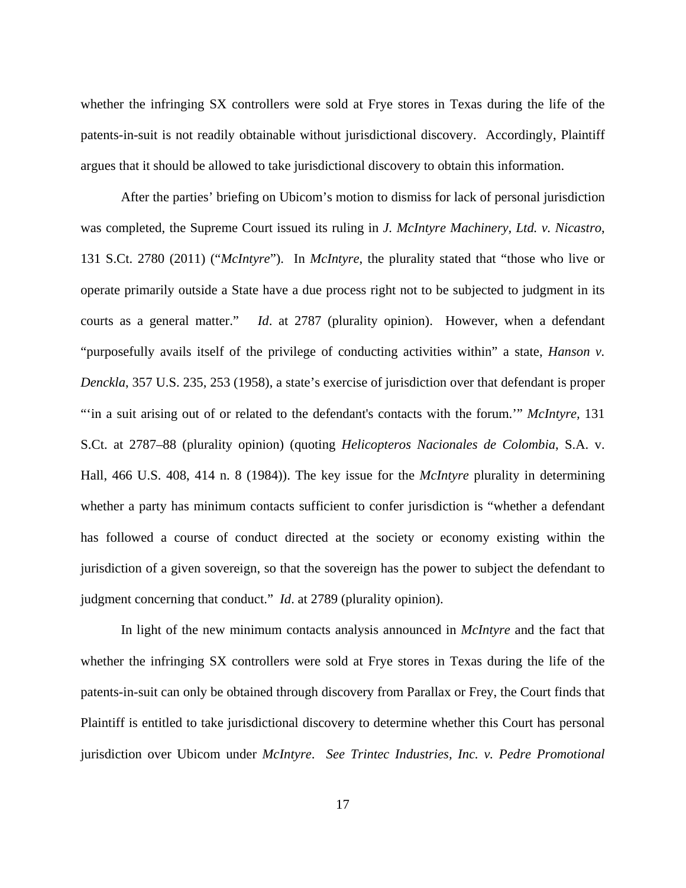whether the infringing SX controllers were sold at Frye stores in Texas during the life of the patents-in-suit is not readily obtainable without jurisdictional discovery. Accordingly, Plaintiff argues that it should be allowed to take jurisdictional discovery to obtain this information.

After the parties' briefing on Ubicom's motion to dismiss for lack of personal jurisdiction was completed, the Supreme Court issued its ruling in *J. McIntyre Machinery, Ltd. v. Nicastro*, 131 S.Ct. 2780 (2011) ("*McIntyre*"). In *McIntyre*, the plurality stated that "those who live or operate primarily outside a State have a due process right not to be subjected to judgment in its courts as a general matter." *Id*. at 2787 (plurality opinion). However, when a defendant "purposefully avails itself of the privilege of conducting activities within" a state, *Hanson v. Denckla*, 357 U.S. 235, 253 (1958), a state's exercise of jurisdiction over that defendant is proper "'in a suit arising out of or related to the defendant's contacts with the forum.'" *McIntyre,* 131 S.Ct. at 2787–88 (plurality opinion) (quoting *Helicopteros Nacionales de Colombia*, S.A. v. Hall, 466 U.S. 408, 414 n. 8 (1984)). The key issue for the *McIntyre* plurality in determining whether a party has minimum contacts sufficient to confer jurisdiction is "whether a defendant has followed a course of conduct directed at the society or economy existing within the jurisdiction of a given sovereign, so that the sovereign has the power to subject the defendant to judgment concerning that conduct." *Id*. at 2789 (plurality opinion).

In light of the new minimum contacts analysis announced in *McIntyre* and the fact that whether the infringing SX controllers were sold at Frye stores in Texas during the life of the patents-in-suit can only be obtained through discovery from Parallax or Frey, the Court finds that Plaintiff is entitled to take jurisdictional discovery to determine whether this Court has personal jurisdiction over Ubicom under *McIntyre*. *See Trintec Industries, Inc. v. Pedre Promotional*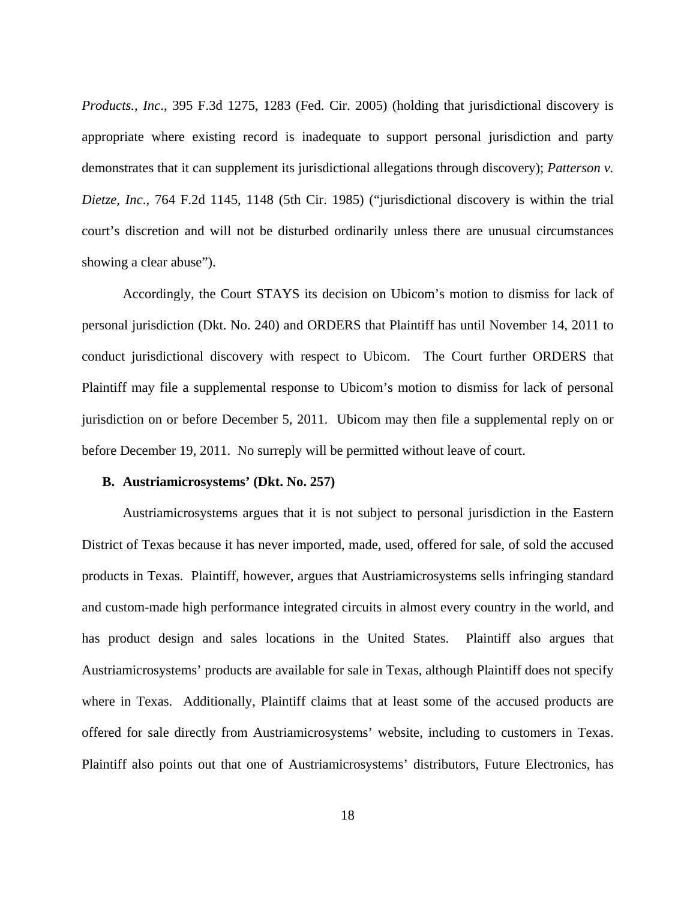*Products., Inc.*, 395 F.3d 1275, 1283 (Fed. Cir. 2005) (holding that jurisdictional discovery is appropriate where existing record is inadequate to support personal jurisdiction and party demonstrates that it can supplement its jurisdictional allegations through discovery); *Patterson v. Dietze, Inc*., 764 F.2d 1145, 1148 (5th Cir. 1985) ("jurisdictional discovery is within the trial court's discretion and will not be disturbed ordinarily unless there are unusual circumstances showing a clear abuse").

Accordingly, the Court STAYS its decision on Ubicom's motion to dismiss for lack of personal jurisdiction (Dkt. No. 240) and ORDERS that Plaintiff has until November 14, 2011 to conduct jurisdictional discovery with respect to Ubicom. The Court further ORDERS that Plaintiff may file a supplemental response to Ubicom's motion to dismiss for lack of personal jurisdiction on or before December 5, 2011. Ubicom may then file a supplemental reply on or before December 19, 2011. No surreply will be permitted without leave of court.

**B. Austriamicrosystems' (Dkt. No. 257)**

Austriamicrosystems argues that it is not subject to personal jurisdiction in the Eastern District of Texas because it has never imported, made, used, offered for sale, of sold the accused products in Texas. Plaintiff, however, argues that Austriamicrosystems sells infringing standard and custom-made high performance integrated circuits in almost every country in the world, and has product design and sales locations in the United States. Plaintiff also argues that Austriamicrosystems' products are available for sale in Texas, although Plaintiff does not specify where in Texas. Additionally, Plaintiff claims that at least some of the accused products are offered for sale directly from Austriamicrosystems' website, including to customers in Texas. Plaintiff also points out that one of Austriamicrosystems' distributors, Future Electronics, has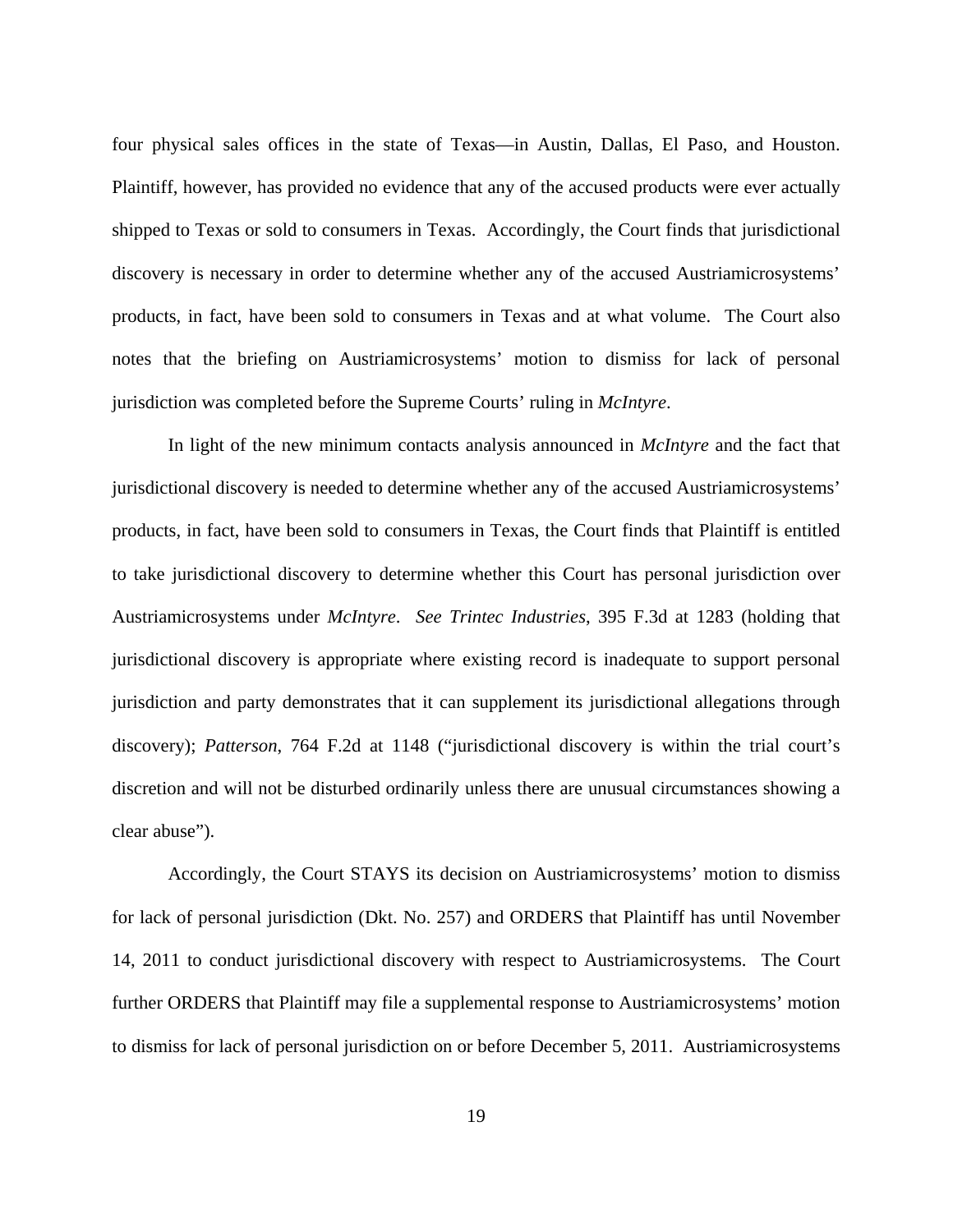four physical sales offices in the state of Texas—in Austin, Dallas, El Paso, and Houston. Plaintiff, however, has provided no evidence that any of the accused products were ever actually shipped to Texas or sold to consumers in Texas. Accordingly, the Court finds that jurisdictional discovery is necessary in order to determine whether any of the accused Austriamicrosystems' products, in fact, have been sold to consumers in Texas and at what volume. The Court also notes that the briefing on Austriamicrosystems' motion to dismiss for lack of personal jurisdiction was completed before the Supreme Courts' ruling in *McIntyre*.

In light of the new minimum contacts analysis announced in *McIntyre* and the fact that jurisdictional discovery is needed to determine whether any of the accused Austriamicrosystems' products, in fact, have been sold to consumers in Texas, the Court finds that Plaintiff is entitled to take jurisdictional discovery to determine whether this Court has personal jurisdiction over Austriamicrosystems under *McIntyre*. *See Trintec Industries*, 395 F.3d at 1283 (holding that jurisdictional discovery is appropriate where existing record is inadequate to support personal jurisdiction and party demonstrates that it can supplement its jurisdictional allegations through discovery); *Patterson*, 764 F.2d at 1148 ("jurisdictional discovery is within the trial court's discretion and will not be disturbed ordinarily unless there are unusual circumstances showing a clear abuse").

Accordingly, the Court STAYS its decision on Austriamicrosystems' motion to dismiss for lack of personal jurisdiction (Dkt. No. 257) and ORDERS that Plaintiff has until November 14, 2011 to conduct jurisdictional discovery with respect to Austriamicrosystems. The Court further ORDERS that Plaintiff may file a supplemental response to Austriamicrosystems' motion to dismiss for lack of personal jurisdiction on or before December 5, 2011. Austriamicrosystems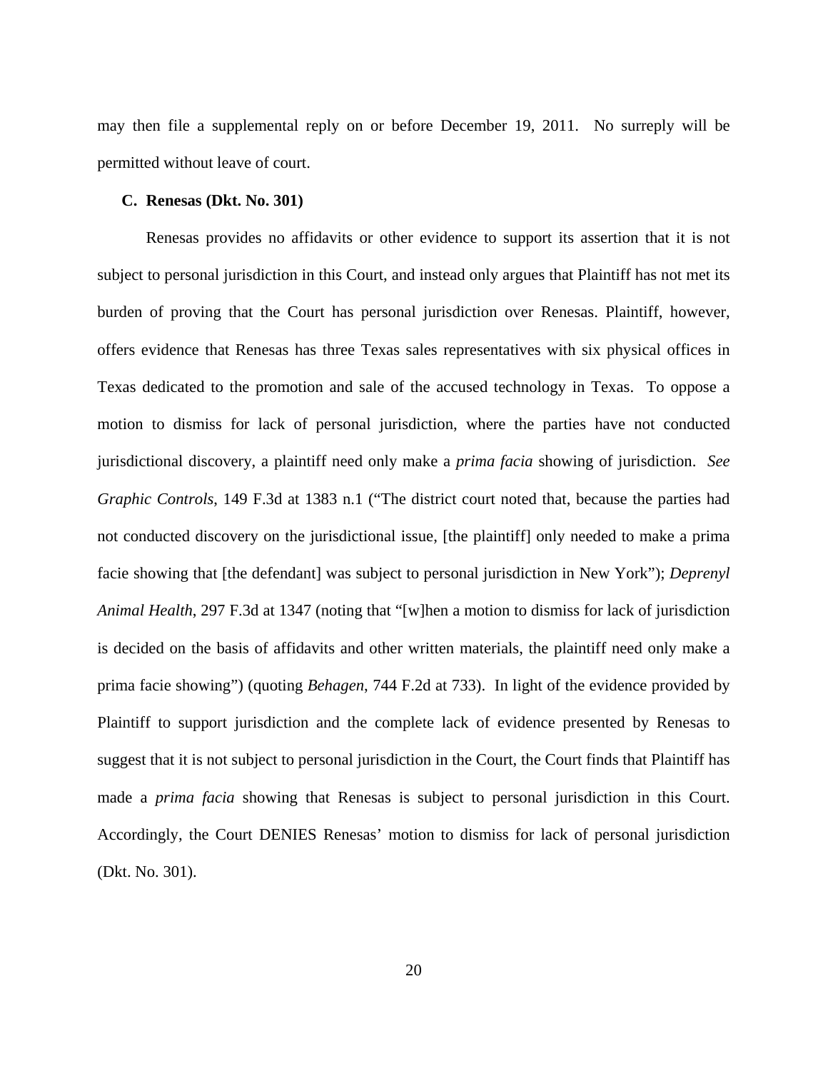may then file a supplemental reply on or before December 19, 2011. No surreply will be permitted without leave of court.

### C. Renesas (Dkt. No. 301)

Renesas provides no affidavits or other evidence to support its assertion that it is not subject to personal jurisdiction in this Court, and instead only argues that Plaintiff has not met its burden of proving that the Court has personal jurisdiction over Renesas. Plaintiff, however, offers evidence that Renesas has three Texas sales representatives with six physical offices in Texas dedicated to the promotion and sale of the accused technology in Texas. To oppose a motion to dismiss for lack of personal jurisdiction, where the parties have not conducted jurisdictional discovery, a plaintiff need only make a *prima facia* showing of jurisdiction. *See Graphic Controls*, 149 F.3d at 1383 n.1 ("The district court noted that, because the parties had not conducted discovery on the jurisdictional issue, [the plaintiff] only needed to make a prima facie showing that [the defendant] was subject to personal jurisdiction in New York"); *Deprenyl Animal Health*, 297 F.3d at 1347 (noting that "[w]hen a motion to dismiss for lack of jurisdiction is decided on the basis of affidavits and other written materials, the plaintiff need only make a prima facie showing") (quoting *Behagen*, 744 F.2d at 733). In light of the evidence provided by Plaintiff to support jurisdiction and the complete lack of evidence presented by Renesas to suggest that it is not subject to personal jurisdiction in the Court, the Court finds that Plaintiff has made a *prima facia* showing that Renesas is subject to personal jurisdiction in this Court. Accordingly, the Court DENIES Renesas' motion to dismiss for lack of personal jurisdiction (Dkt. No. 301).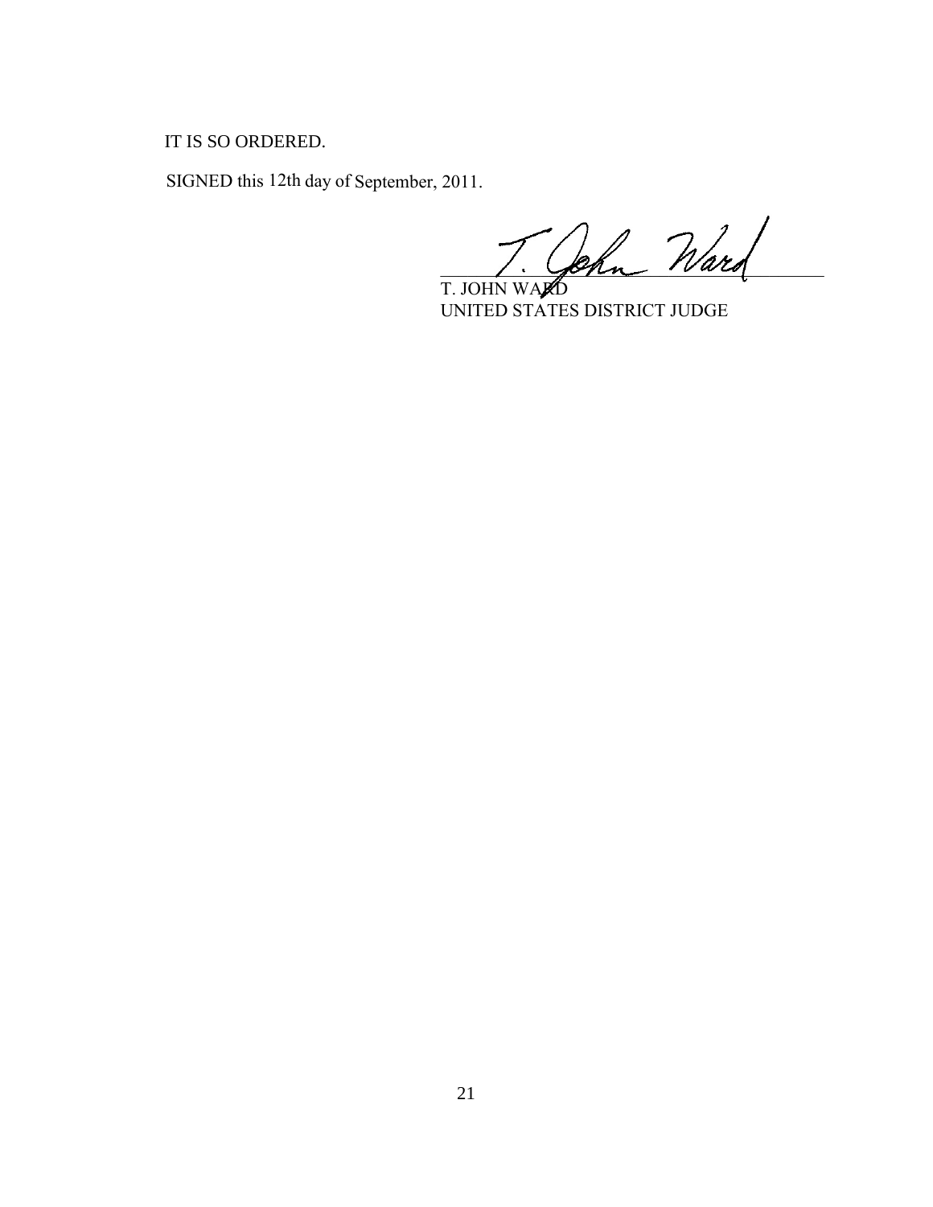IT IS SO ORDERED.

SIGNED this 12th day of September, 2011.

T. JOHN WARD
UNITED STATES DISTRICT JUDGE